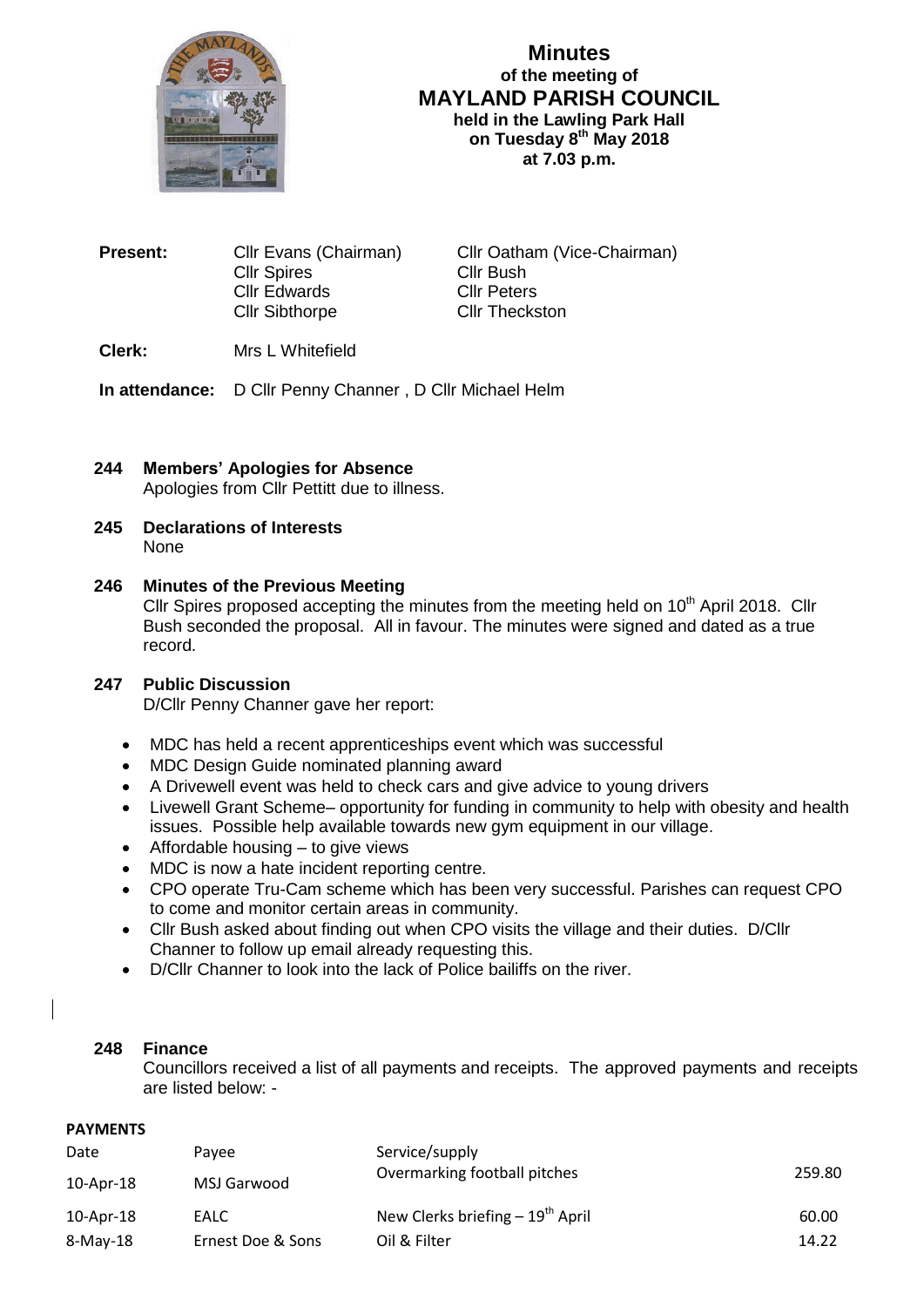# Minutes
## of the meeting of
# MAYLAND PARISH COUNCIL
### held in the Lawling Park Hall
### on Tuesday 8th May 2018
### at 7.03 p.m.

| | | |
|---|---|---|
| **Present:** | Cllr Evans (Chairman) | Cllr Oatham (Vice-Chairman) |
| | Cllr Spires | Cllr Bush |
| | Cllr Edwards | Cllr Peters |
| | Cllr Sibthorpe | Cllr Theckston |

**Clerk:** Mrs L Whitefield

**In attendance:** D Cllr Penny Channer , D Cllr Michael Helm

**244 Members' Apologies for Absence**

Apologies from Cllr Pettitt due to illness.

**245 Declarations of Interests**

None

**246 Minutes of the Previous Meeting**

Cllr Spires proposed accepting the minutes from the meeting held on 10th April 2018. Cllr Bush seconded the proposal. All in favour. The minutes were signed and dated as a true record.

**247 Public Discussion**

D/Cllr Penny Channer gave her report:

- MDC has held a recent apprenticeships event which was successful
- MDC Design Guide nominated planning award
- A Drivewell event was held to check cars and give advice to young drivers
- Livewell Grant Scheme– opportunity for funding in community to help with obesity and health issues. Possible help available towards new gym equipment in our village.
- Affordable housing – to give views
- MDC is now a hate incident reporting centre.
- CPO operate Tru-Cam scheme which has been very successful. Parishes can request CPO to come and monitor certain areas in community.
- Cllr Bush asked about finding out when CPO visits the village and their duties. D/Cllr Channer to follow up email already requesting this.
- D/Cllr Channer to look into the lack of Police bailiffs on the river.

**248 Finance**

Councillors received a list of all payments and receipts. The approved payments and receipts are listed below: -

**PAYMENTS**

| Date | Payee | Service/supply | |
|---|---|---|---|
| 10-Apr-18 | MSJ Garwood | Overmarking football pitches | 259.80 |
| 10-Apr-18 | EALC | New Clerks briefing – 19th April | 60.00 |
| 8-May-18 | Ernest Doe & Sons | Oil & Filter | 14.22 |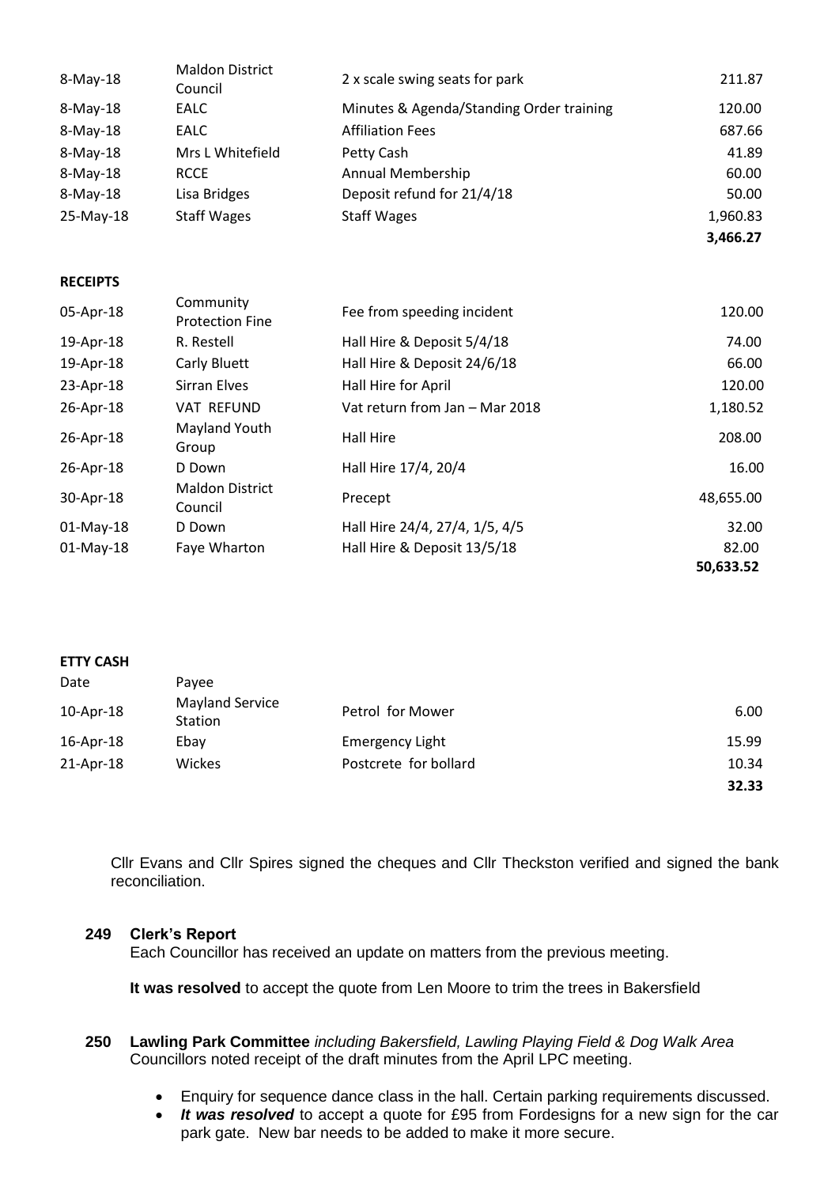| | | | |
|---|---|---|---|
| 8-May-18 | Maldon District Council | 2 x scale swing seats for park | 211.87 |
| 8-May-18 | EALC | Minutes & Agenda/Standing Order training | 120.00 |
| 8-May-18 | EALC | Affiliation Fees | 687.66 |
| 8-May-18 | Mrs L Whitefield | Petty Cash | 41.89 |
| 8-May-18 | RCCE | Annual Membership | 60.00 |
| 8-May-18 | Lisa Bridges | Deposit refund for 21/4/18 | 50.00 |
| 25-May-18 | Staff Wages | Staff Wages | 1,960.83 |
| | | | **3,466.27** |

**RECEIPTS**

| | | | |
|---|---|---|---|
| 05-Apr-18 | Community Protection Fine | Fee from speeding incident | 120.00 |
| 19-Apr-18 | R. Restell | Hall Hire & Deposit 5/4/18 | 74.00 |
| 19-Apr-18 | Carly Bluett | Hall Hire & Deposit 24/6/18 | 66.00 |
| 23-Apr-18 | Sirran Elves | Hall Hire for April | 120.00 |
| 26-Apr-18 | VAT REFUND | Vat return from Jan – Mar 2018 | 1,180.52 |
| 26-Apr-18 | Mayland Youth Group | Hall Hire | 208.00 |
| 26-Apr-18 | D Down | Hall Hire 17/4, 20/4 | 16.00 |
| 30-Apr-18 | Maldon District Council | Precept | 48,655.00 |
| 01-May-18 | D Down | Hall Hire 24/4, 27/4, 1/5, 4/5 | 32.00 |
| 01-May-18 | Faye Wharton | Hall Hire & Deposit 13/5/18 | 82.00 |
| | | | **50,633.52** |

**ETTY CASH**

| Date | Payee | | |
|---|---|---|---|
| 10-Apr-18 | Mayland Service Station | Petrol for Mower | 6.00 |
| 16-Apr-18 | Ebay | Emergency Light | 15.99 |
| 21-Apr-18 | Wickes | Postcrete for bollard | 10.34 |
| | | | **32.33** |

Cllr Evans and Cllr Spires signed the cheques and Cllr Theckston verified and signed the bank reconciliation.

**249 Clerk's Report**

Each Councillor has received an update on matters from the previous meeting.

**It was resolved** to accept the quote from Len Moore to trim the trees in Bakersfield

**250 Lawling Park Committee** *including Bakersfield, Lawling Playing Field & Dog Walk Area*

Councillors noted receipt of the draft minutes from the April LPC meeting.

- Enquiry for sequence dance class in the hall. Certain parking requirements discussed.
- ***It was resolved*** to accept a quote for £95 from Fordesigns for a new sign for the car park gate. New bar needs to be added to make it more secure.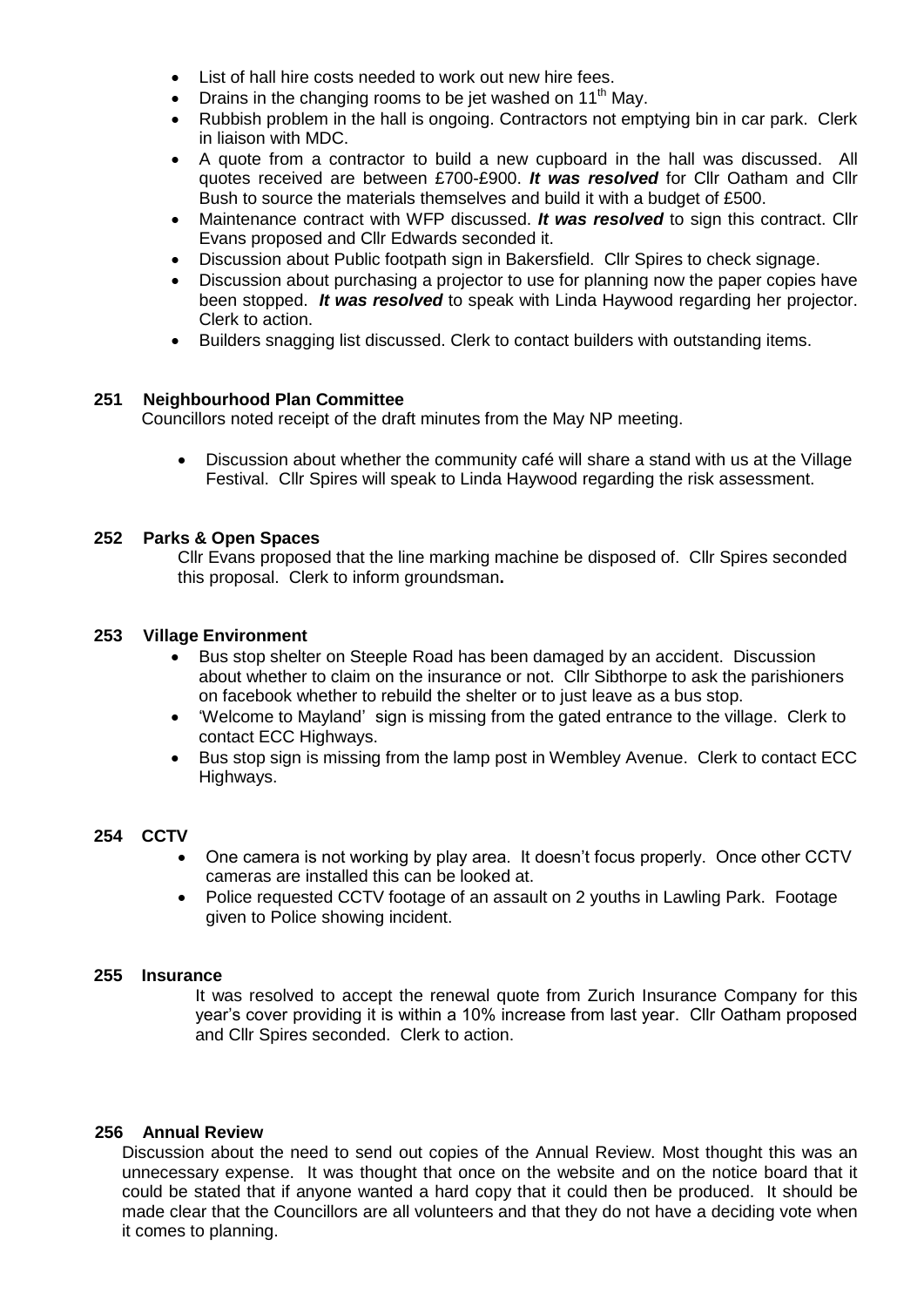- List of hall hire costs needed to work out new hire fees.
- Drains in the changing rooms to be jet washed on 11th May.
- Rubbish problem in the hall is ongoing. Contractors not emptying bin in car park. Clerk in liaison with MDC.
- A quote from a contractor to build a new cupboard in the hall was discussed. All quotes received are between £700-£900. ***It was resolved*** for Cllr Oatham and Cllr Bush to source the materials themselves and build it with a budget of £500.
- Maintenance contract with WFP discussed. ***It was resolved*** to sign this contract. Cllr Evans proposed and Cllr Edwards seconded it.
- Discussion about Public footpath sign in Bakersfield. Cllr Spires to check signage.
- Discussion about purchasing a projector to use for planning now the paper copies have been stopped. ***It was resolved*** to speak with Linda Haywood regarding her projector. Clerk to action.
- Builders snagging list discussed. Clerk to contact builders with outstanding items.

**251 Neighbourhood Plan Committee**

Councillors noted receipt of the draft minutes from the May NP meeting.

- Discussion about whether the community café will share a stand with us at the Village Festival. Cllr Spires will speak to Linda Haywood regarding the risk assessment.

**252 Parks & Open Spaces**

Cllr Evans proposed that the line marking machine be disposed of. Cllr Spires seconded this proposal. Clerk to inform groundsman**.**

**253 Village Environment**

- Bus stop shelter on Steeple Road has been damaged by an accident. Discussion about whether to claim on the insurance or not. Cllr Sibthorpe to ask the parishioners on facebook whether to rebuild the shelter or to just leave as a bus stop.
- 'Welcome to Mayland' sign is missing from the gated entrance to the village. Clerk to contact ECC Highways.
- Bus stop sign is missing from the lamp post in Wembley Avenue. Clerk to contact ECC Highways.

**254 CCTV**

- One camera is not working by play area. It doesn't focus properly. Once other CCTV cameras are installed this can be looked at.
- Police requested CCTV footage of an assault on 2 youths in Lawling Park. Footage given to Police showing incident.

**255 Insurance**

It was resolved to accept the renewal quote from Zurich Insurance Company for this year's cover providing it is within a 10% increase from last year. Cllr Oatham proposed and Cllr Spires seconded. Clerk to action.

**256 Annual Review**

Discussion about the need to send out copies of the Annual Review. Most thought this was an unnecessary expense. It was thought that once on the website and on the notice board that it could be stated that if anyone wanted a hard copy that it could then be produced. It should be made clear that the Councillors are all volunteers and that they do not have a deciding vote when it comes to planning.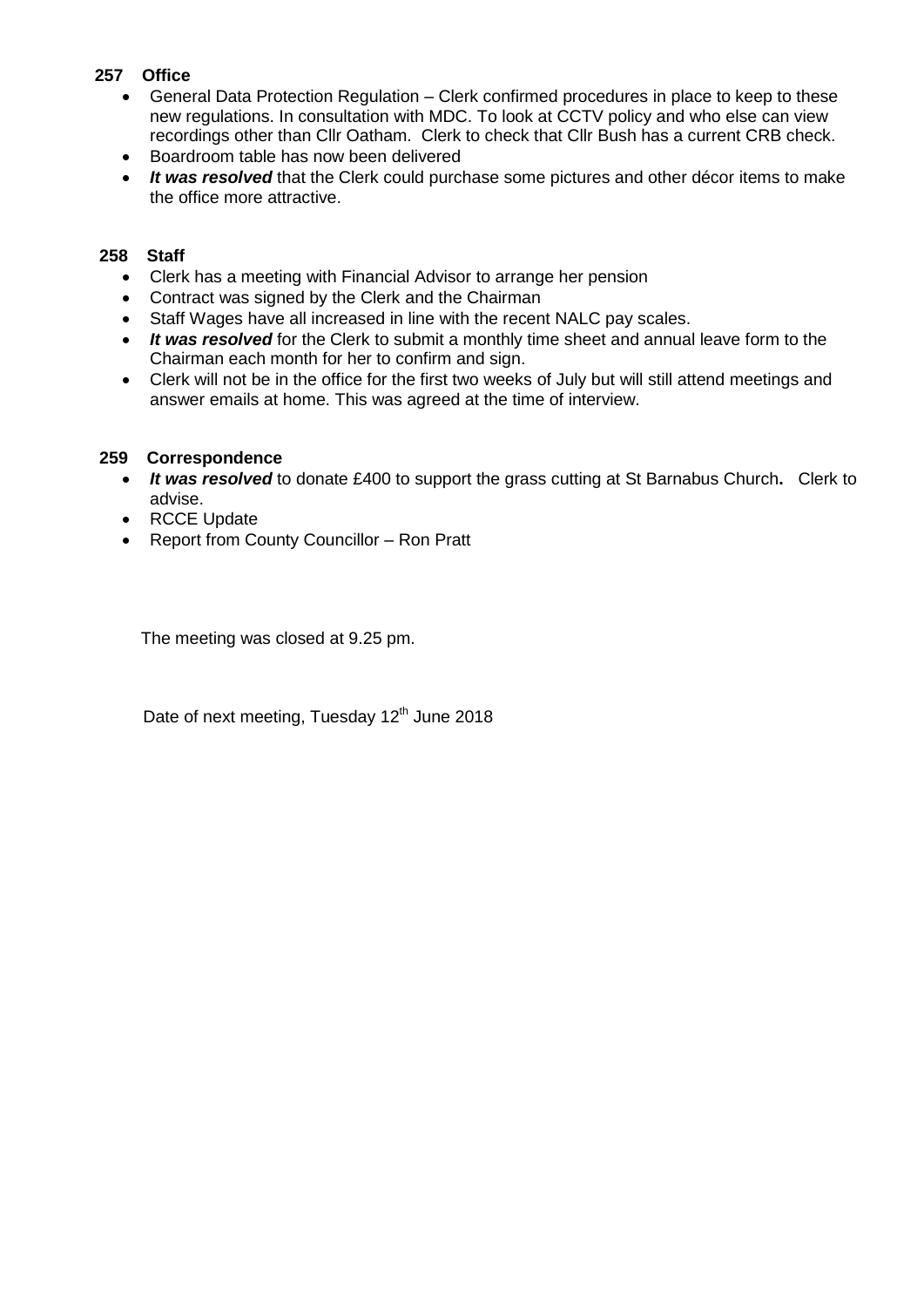**257 Office**

- General Data Protection Regulation – Clerk confirmed procedures in place to keep to these new regulations. In consultation with MDC. To look at CCTV policy and who else can view recordings other than Cllr Oatham. Clerk to check that Cllr Bush has a current CRB check.
- Boardroom table has now been delivered
- ***It was resolved*** that the Clerk could purchase some pictures and other décor items to make the office more attractive.

**258 Staff**

- Clerk has a meeting with Financial Advisor to arrange her pension
- Contract was signed by the Clerk and the Chairman
- Staff Wages have all increased in line with the recent NALC pay scales.
- ***It was resolved*** for the Clerk to submit a monthly time sheet and annual leave form to the Chairman each month for her to confirm and sign.
- Clerk will not be in the office for the first two weeks of July but will still attend meetings and answer emails at home. This was agreed at the time of interview.

**259 Correspondence**

- ***It was resolved*** to donate £400 to support the grass cutting at St Barnabus Church**.** Clerk to advise.
- RCCE Update
- Report from County Councillor – Ron Pratt

The meeting was closed at 9.25 pm.

Date of next meeting, Tuesday 12th June 2018